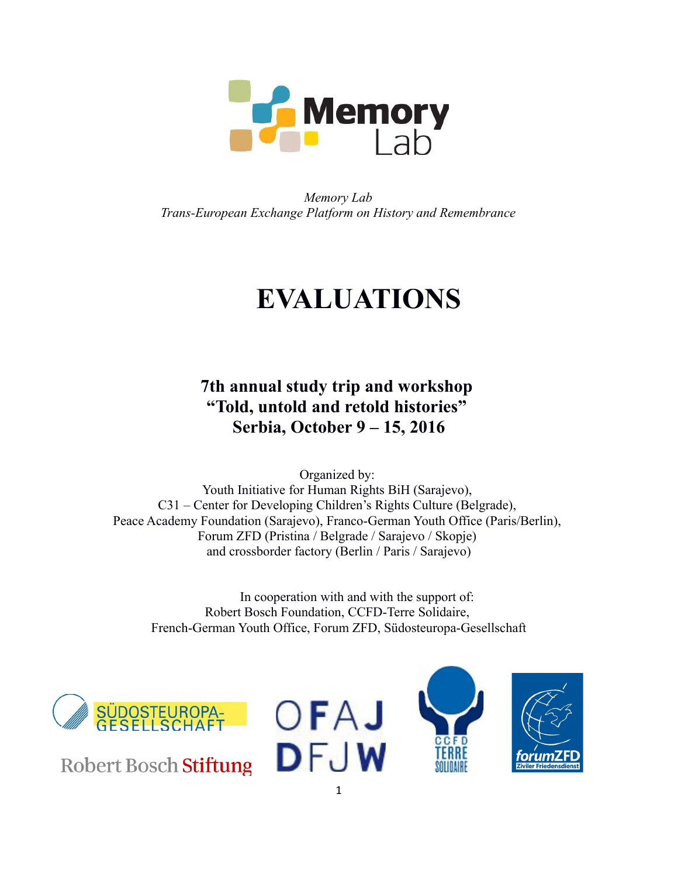*Memory Lab*
*Trans-European Exchange Platform on History and Remembrance*

# EVALUATIONS

## 7th annual study trip and workshop
## "Told, untold and retold histories"
## Serbia, October 9 – 15, 2016

Organized by:
Youth Initiative for Human Rights BiH (Sarajevo),
C31 – Center for Developing Children's Rights Culture (Belgrade),
Peace Academy Foundation (Sarajevo), Franco-German Youth Office (Paris/Berlin),
Forum ZFD (Pristina / Belgrade / Sarajevo / Skopje)
and crossborder factory (Berlin / Paris / Sarajevo)

In cooperation with and with the support of:
Robert Bosch Foundation, CCFD-Terre Solidaire,
French-German Youth Office, Forum ZFD, Südosteuropa-Gesellschaft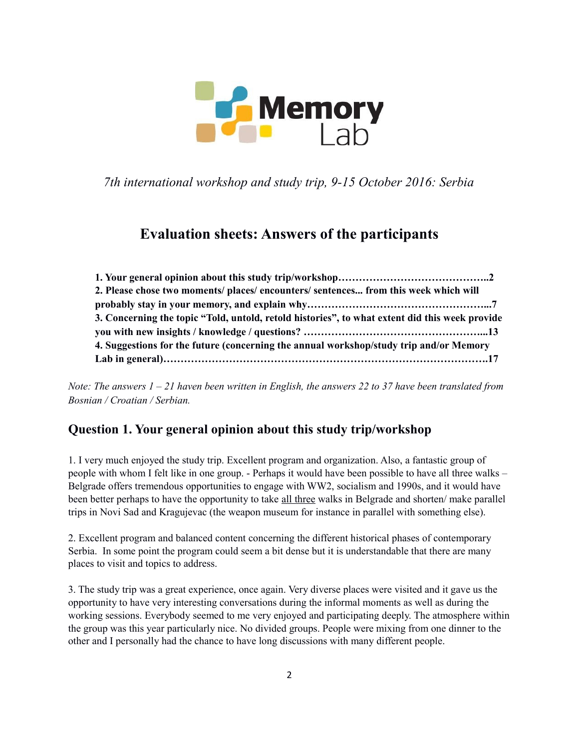Memory Lab

*7th international workshop and study trip, 9-15 October 2016: Serbia*

## Evaluation sheets: Answers of the participants

**1. Your general opinion about this study trip/workshop……………………………………..2**
**2. Please chose two moments/ places/ encounters/ sentences... from this week which will probably stay in your memory, and explain why……………………………………………...7**
**3. Concerning the topic "Told, untold, retold histories", to what extent did this week provide you with new insights / knowledge / questions? ……………………………………………...13**
**4. Suggestions for the future (concerning the annual workshop/study trip and/or Memory Lab in general)……………………………………………………………………………….17**

*Note: The answers 1 – 21 haven been written in English, the answers 22 to 37 have been translated from Bosnian / Croatian / Serbian.*

## Question 1. Your general opinion about this study trip/workshop

1. I very much enjoyed the study trip. Excellent program and organization. Also, a fantastic group of people with whom I felt like in one group. - Perhaps it would have been possible to have all three walks – Belgrade offers tremendous opportunities to engage with WW2, socialism and 1990s, and it would have been better perhaps to have the opportunity to take all three walks in Belgrade and shorten/ make parallel trips in Novi Sad and Kragujevac (the weapon museum for instance in parallel with something else).

2. Excellent program and balanced content concerning the different historical phases of contemporary Serbia. In some point the program could seem a bit dense but it is understandable that there are many places to visit and topics to address.

3. The study trip was a great experience, once again. Very diverse places were visited and it gave us the opportunity to have very interesting conversations during the informal moments as well as during the working sessions. Everybody seemed to me very enjoyed and participating deeply. The atmosphere within the group was this year particularly nice. No divided groups. People were mixing from one dinner to the other and I personally had the chance to have long discussions with many different people.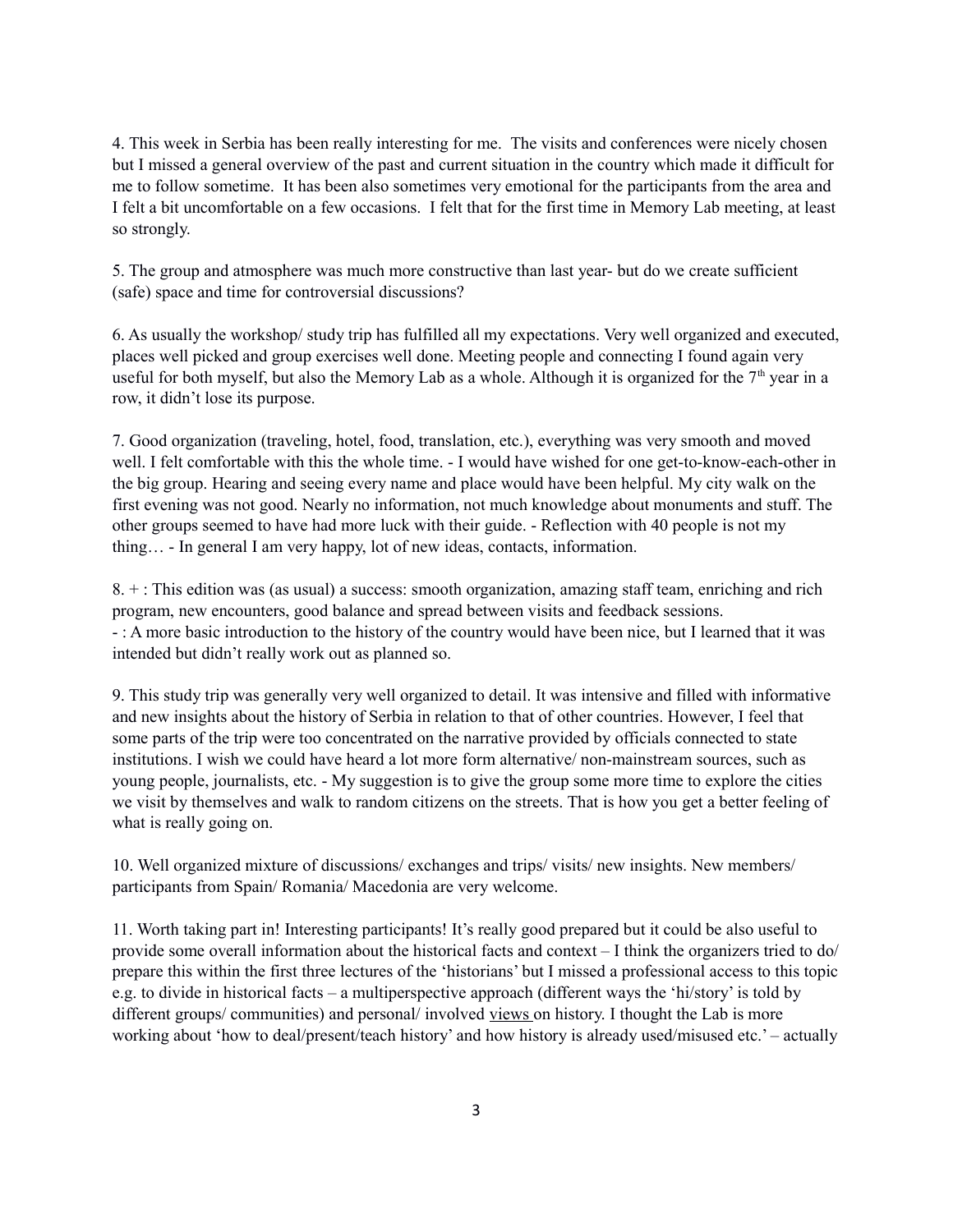4. This week in Serbia has been really interesting for me. The visits and conferences were nicely chosen but I missed a general overview of the past and current situation in the country which made it difficult for me to follow sometime. It has been also sometimes very emotional for the participants from the area and I felt a bit uncomfortable on a few occasions. I felt that for the first time in Memory Lab meeting, at least so strongly.

5. The group and atmosphere was much more constructive than last year- but do we create sufficient (safe) space and time for controversial discussions?

6. As usually the workshop/ study trip has fulfilled all my expectations. Very well organized and executed, places well picked and group exercises well done. Meeting people and connecting I found again very useful for both myself, but also the Memory Lab as a whole. Although it is organized for the 7th year in a row, it didn't lose its purpose.

7. Good organization (traveling, hotel, food, translation, etc.), everything was very smooth and moved well. I felt comfortable with this the whole time. - I would have wished for one get-to-know-each-other in the big group. Hearing and seeing every name and place would have been helpful. My city walk on the first evening was not good. Nearly no information, not much knowledge about monuments and stuff. The other groups seemed to have had more luck with their guide. - Reflection with 40 people is not my thing… - In general I am very happy, lot of new ideas, contacts, information.

8. + : This edition was (as usual) a success: smooth organization, amazing staff team, enriching and rich program, new encounters, good balance and spread between visits and feedback sessions.
- : A more basic introduction to the history of the country would have been nice, but I learned that it was intended but didn't really work out as planned so.

9. This study trip was generally very well organized to detail. It was intensive and filled with informative and new insights about the history of Serbia in relation to that of other countries. However, I feel that some parts of the trip were too concentrated on the narrative provided by officials connected to state institutions. I wish we could have heard a lot more form alternative/ non-mainstream sources, such as young people, journalists, etc. - My suggestion is to give the group some more time to explore the cities we visit by themselves and walk to random citizens on the streets. That is how you get a better feeling of what is really going on.

10. Well organized mixture of discussions/ exchanges and trips/ visits/ new insights. New members/ participants from Spain/ Romania/ Macedonia are very welcome.

11. Worth taking part in! Interesting participants! It's really good prepared but it could be also useful to provide some overall information about the historical facts and context – I think the organizers tried to do/ prepare this within the first three lectures of the 'historians' but I missed a professional access to this topic e.g. to divide in historical facts – a multiperspective approach (different ways the 'hi/story' is told by different groups/ communities) and personal/ involved views on history. I thought the Lab is more working about 'how to deal/present/teach history' and how history is already used/misused etc.' – actually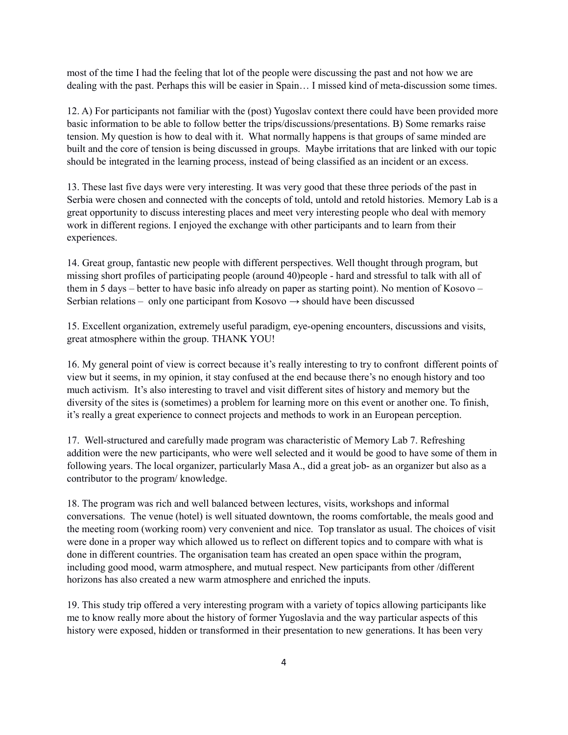most of the time I had the feeling that lot of the people were discussing the past and not how we are dealing with the past. Perhaps this will be easier in Spain… I missed kind of meta-discussion some times.

12. A) For participants not familiar with the (post) Yugoslav context there could have been provided more basic information to be able to follow better the trips/discussions/presentations. B) Some remarks raise tension. My question is how to deal with it. What normally happens is that groups of same minded are built and the core of tension is being discussed in groups. Maybe irritations that are linked with our topic should be integrated in the learning process, instead of being classified as an incident or an excess.

13. These last five days were very interesting. It was very good that these three periods of the past in Serbia were chosen and connected with the concepts of told, untold and retold histories. Memory Lab is a great opportunity to discuss interesting places and meet very interesting people who deal with memory work in different regions. I enjoyed the exchange with other participants and to learn from their experiences.

14. Great group, fantastic new people with different perspectives. Well thought through program, but missing short profiles of participating people (around 40)people - hard and stressful to talk with all of them in 5 days – better to have basic info already on paper as starting point). No mention of Kosovo – Serbian relations – only one participant from Kosovo → should have been discussed

15. Excellent organization, extremely useful paradigm, eye-opening encounters, discussions and visits, great atmosphere within the group. THANK YOU!

16. My general point of view is correct because it's really interesting to try to confront different points of view but it seems, in my opinion, it stay confused at the end because there's no enough history and too much activism. It's also interesting to travel and visit different sites of history and memory but the diversity of the sites is (sometimes) a problem for learning more on this event or another one. To finish, it's really a great experience to connect projects and methods to work in an European perception.

17. Well-structured and carefully made program was characteristic of Memory Lab 7. Refreshing addition were the new participants, who were well selected and it would be good to have some of them in following years. The local organizer, particularly Masa A., did a great job- as an organizer but also as a contributor to the program/ knowledge.

18. The program was rich and well balanced between lectures, visits, workshops and informal conversations. The venue (hotel) is well situated downtown, the rooms comfortable, the meals good and the meeting room (working room) very convenient and nice. Top translator as usual. The choices of visit were done in a proper way which allowed us to reflect on different topics and to compare with what is done in different countries. The organisation team has created an open space within the program, including good mood, warm atmosphere, and mutual respect. New participants from other /different horizons has also created a new warm atmosphere and enriched the inputs.

19. This study trip offered a very interesting program with a variety of topics allowing participants like me to know really more about the history of former Yugoslavia and the way particular aspects of this history were exposed, hidden or transformed in their presentation to new generations. It has been very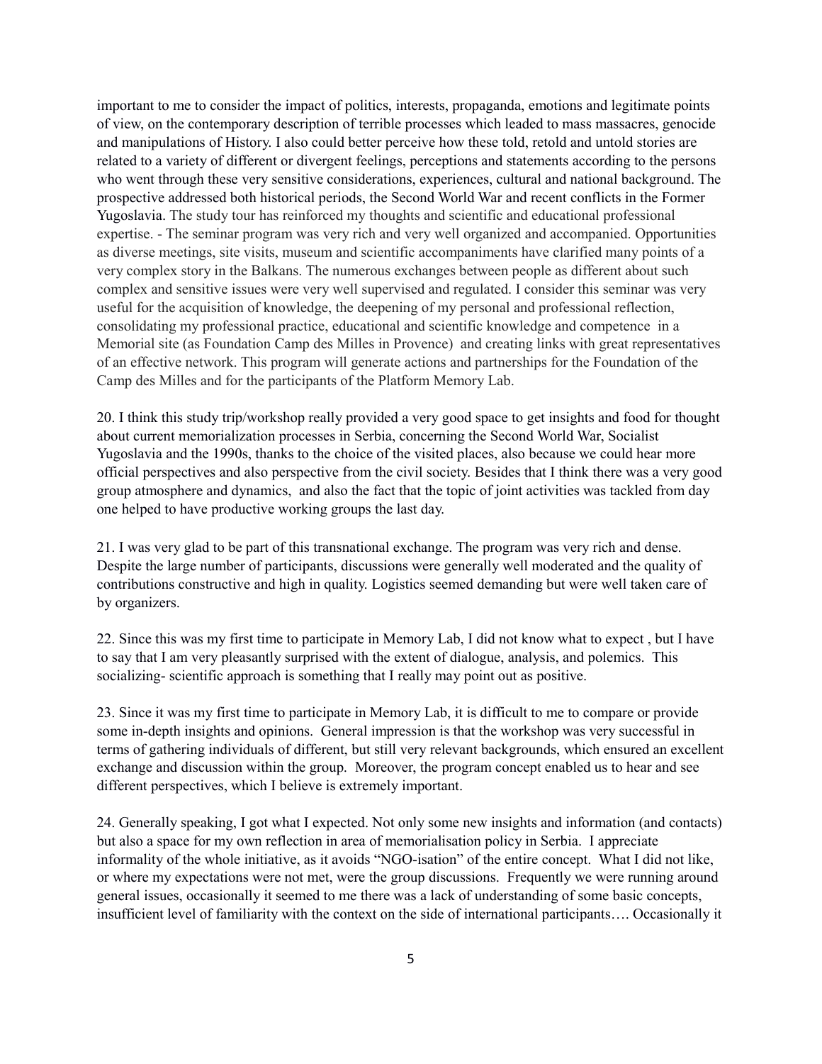important to me to consider the impact of politics, interests, propaganda, emotions and legitimate points of view, on the contemporary description of terrible processes which leaded to mass massacres, genocide and manipulations of History. I also could better perceive how these told, retold and untold stories are related to a variety of different or divergent feelings, perceptions and statements according to the persons who went through these very sensitive considerations, experiences, cultural and national background. The prospective addressed both historical periods, the Second World War and recent conflicts in the Former Yugoslavia. The study tour has reinforced my thoughts and scientific and educational professional expertise. - The seminar program was very rich and very well organized and accompanied. Opportunities as diverse meetings, site visits, museum and scientific accompaniments have clarified many points of a very complex story in the Balkans. The numerous exchanges between people as different about such complex and sensitive issues were very well supervised and regulated. I consider this seminar was very useful for the acquisition of knowledge, the deepening of my personal and professional reflection, consolidating my professional practice, educational and scientific knowledge and competence in a Memorial site (as Foundation Camp des Milles in Provence) and creating links with great representatives of an effective network. This program will generate actions and partnerships for the Foundation of the Camp des Milles and for the participants of the Platform Memory Lab.

20. I think this study trip/workshop really provided a very good space to get insights and food for thought about current memorialization processes in Serbia, concerning the Second World War, Socialist Yugoslavia and the 1990s, thanks to the choice of the visited places, also because we could hear more official perspectives and also perspective from the civil society. Besides that I think there was a very good group atmosphere and dynamics, and also the fact that the topic of joint activities was tackled from day one helped to have productive working groups the last day.

21. I was very glad to be part of this transnational exchange. The program was very rich and dense. Despite the large number of participants, discussions were generally well moderated and the quality of contributions constructive and high in quality. Logistics seemed demanding but were well taken care of by organizers.

22. Since this was my first time to participate in Memory Lab, I did not know what to expect , but I have to say that I am very pleasantly surprised with the extent of dialogue, analysis, and polemics. This socializing- scientific approach is something that I really may point out as positive.

23. Since it was my first time to participate in Memory Lab, it is difficult to me to compare or provide some in-depth insights and opinions. General impression is that the workshop was very successful in terms of gathering individuals of different, but still very relevant backgrounds, which ensured an excellent exchange and discussion within the group. Moreover, the program concept enabled us to hear and see different perspectives, which I believe is extremely important.

24. Generally speaking, I got what I expected. Not only some new insights and information (and contacts) but also a space for my own reflection in area of memorialisation policy in Serbia. I appreciate informality of the whole initiative, as it avoids "NGO-isation" of the entire concept. What I did not like, or where my expectations were not met, were the group discussions. Frequently we were running around general issues, occasionally it seemed to me there was a lack of understanding of some basic concepts, insufficient level of familiarity with the context on the side of international participants…. Occasionally it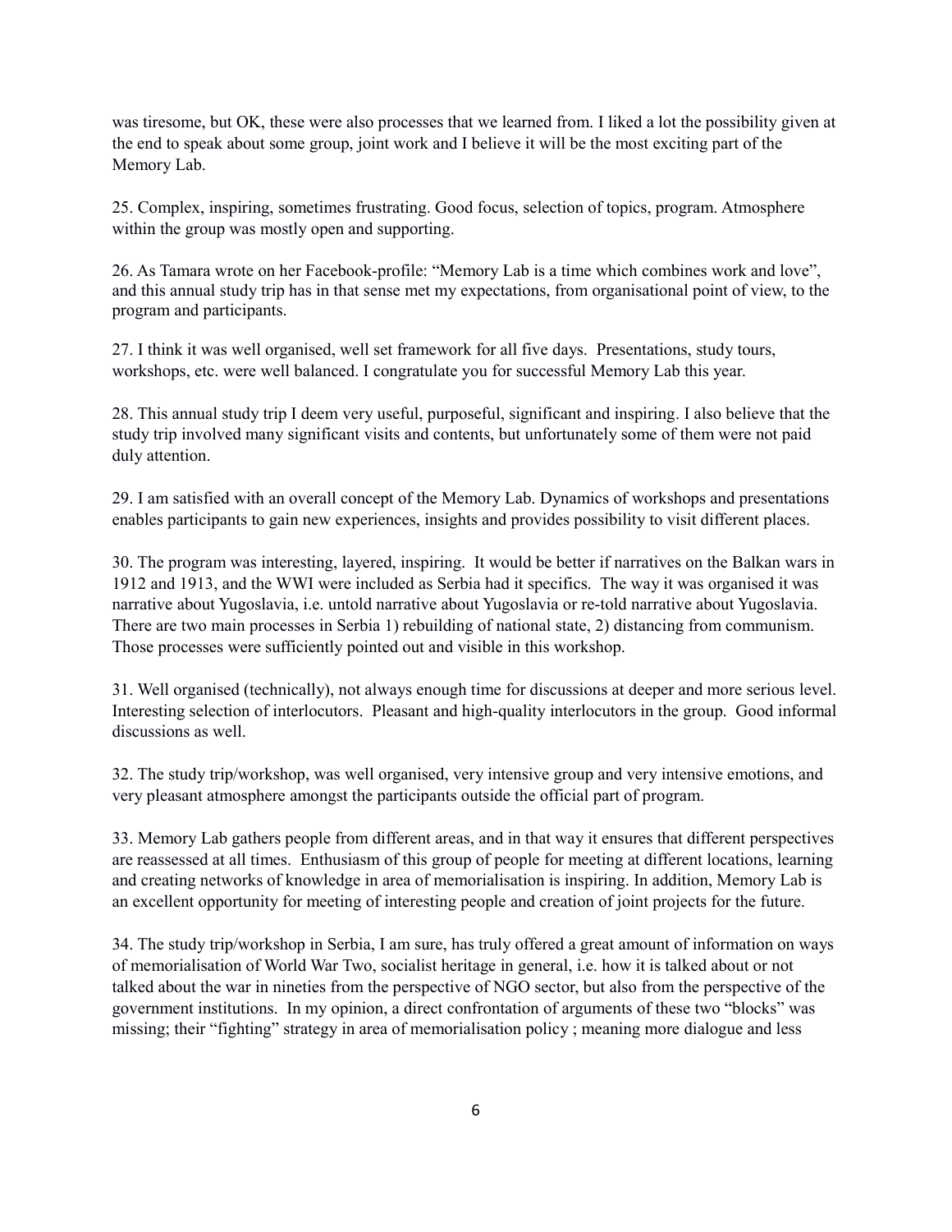was tiresome, but OK, these were also processes that we learned from. I liked a lot the possibility given at the end to speak about some group, joint work and I believe it will be the most exciting part of the Memory Lab.

25. Complex, inspiring, sometimes frustrating. Good focus, selection of topics, program. Atmosphere within the group was mostly open and supporting.

26. As Tamara wrote on her Facebook-profile: "Memory Lab is a time which combines work and love", and this annual study trip has in that sense met my expectations, from organisational point of view, to the program and participants.

27. I think it was well organised, well set framework for all five days. Presentations, study tours, workshops, etc. were well balanced. I congratulate you for successful Memory Lab this year.

28. This annual study trip I deem very useful, purposeful, significant and inspiring. I also believe that the study trip involved many significant visits and contents, but unfortunately some of them were not paid duly attention.

29. I am satisfied with an overall concept of the Memory Lab. Dynamics of workshops and presentations enables participants to gain new experiences, insights and provides possibility to visit different places.

30. The program was interesting, layered, inspiring. It would be better if narratives on the Balkan wars in 1912 and 1913, and the WWI were included as Serbia had it specifics. The way it was organised it was narrative about Yugoslavia, i.e. untold narrative about Yugoslavia or re-told narrative about Yugoslavia. There are two main processes in Serbia 1) rebuilding of national state, 2) distancing from communism. Those processes were sufficiently pointed out and visible in this workshop.

31. Well organised (technically), not always enough time for discussions at deeper and more serious level. Interesting selection of interlocutors. Pleasant and high-quality interlocutors in the group. Good informal discussions as well.

32. The study trip/workshop, was well organised, very intensive group and very intensive emotions, and very pleasant atmosphere amongst the participants outside the official part of program.

33. Memory Lab gathers people from different areas, and in that way it ensures that different perspectives are reassessed at all times. Enthusiasm of this group of people for meeting at different locations, learning and creating networks of knowledge in area of memorialisation is inspiring. In addition, Memory Lab is an excellent opportunity for meeting of interesting people and creation of joint projects for the future.

34. The study trip/workshop in Serbia, I am sure, has truly offered a great amount of information on ways of memorialisation of World War Two, socialist heritage in general, i.e. how it is talked about or not talked about the war in nineties from the perspective of NGO sector, but also from the perspective of the government institutions. In my opinion, a direct confrontation of arguments of these two "blocks" was missing; their "fighting" strategy in area of memorialisation policy ; meaning more dialogue and less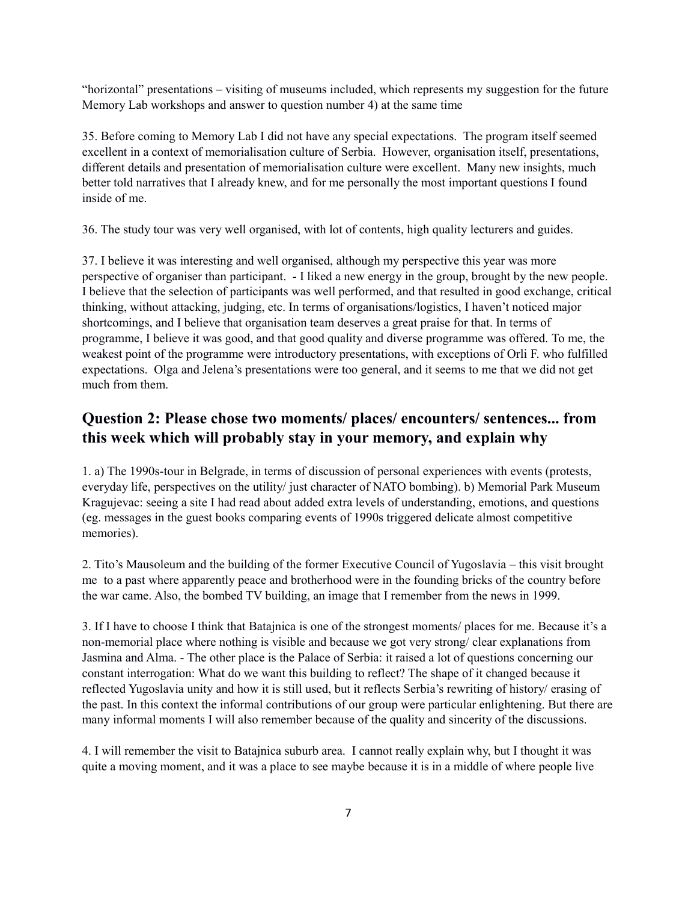"horizontal" presentations – visiting of museums included, which represents my suggestion for the future Memory Lab workshops and answer to question number 4) at the same time

35. Before coming to Memory Lab I did not have any special expectations. The program itself seemed excellent in a context of memorialisation culture of Serbia. However, organisation itself, presentations, different details and presentation of memorialisation culture were excellent. Many new insights, much better told narratives that I already knew, and for me personally the most important questions I found inside of me.

36. The study tour was very well organised, with lot of contents, high quality lecturers and guides.

37. I believe it was interesting and well organised, although my perspective this year was more perspective of organiser than participant. - I liked a new energy in the group, brought by the new people. I believe that the selection of participants was well performed, and that resulted in good exchange, critical thinking, without attacking, judging, etc. In terms of organisations/logistics, I haven't noticed major shortcomings, and I believe that organisation team deserves a great praise for that. In terms of programme, I believe it was good, and that good quality and diverse programme was offered. To me, the weakest point of the programme were introductory presentations, with exceptions of Orli F. who fulfilled expectations. Olga and Jelena's presentations were too general, and it seems to me that we did not get much from them.

## Question 2: Please chose two moments/ places/ encounters/ sentences... from this week which will probably stay in your memory, and explain why

1. a) The 1990s-tour in Belgrade, in terms of discussion of personal experiences with events (protests, everyday life, perspectives on the utility/ just character of NATO bombing). b) Memorial Park Museum Kragujevac: seeing a site I had read about added extra levels of understanding, emotions, and questions (eg. messages in the guest books comparing events of 1990s triggered delicate almost competitive memories).

2. Tito's Mausoleum and the building of the former Executive Council of Yugoslavia – this visit brought me to a past where apparently peace and brotherhood were in the founding bricks of the country before the war came. Also, the bombed TV building, an image that I remember from the news in 1999.

3. If I have to choose I think that Batajnica is one of the strongest moments/ places for me. Because it's a non-memorial place where nothing is visible and because we got very strong/ clear explanations from Jasmina and Alma. - The other place is the Palace of Serbia: it raised a lot of questions concerning our constant interrogation: What do we want this building to reflect? The shape of it changed because it reflected Yugoslavia unity and how it is still used, but it reflects Serbia's rewriting of history/ erasing of the past. In this context the informal contributions of our group were particular enlightening. But there are many informal moments I will also remember because of the quality and sincerity of the discussions.

4. I will remember the visit to Batajnica suburb area. I cannot really explain why, but I thought it was quite a moving moment, and it was a place to see maybe because it is in a middle of where people live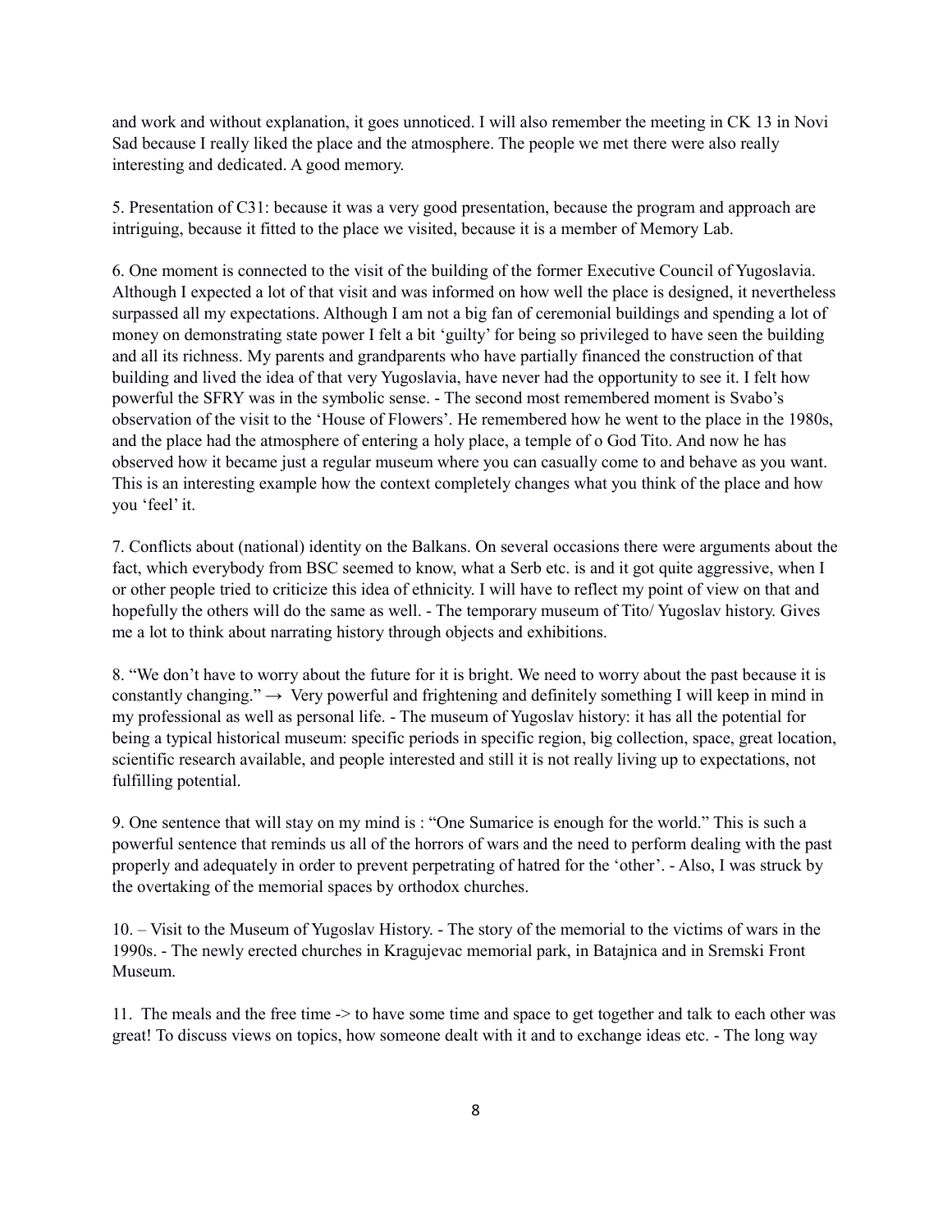and work and without explanation, it goes unnoticed. I will also remember the meeting in CK 13 in Novi Sad because I really liked the place and the atmosphere. The people we met there were also really interesting and dedicated. A good memory.

5. Presentation of C31: because it was a very good presentation, because the program and approach are intriguing, because it fitted to the place we visited, because it is a member of Memory Lab.

6. One moment is connected to the visit of the building of the former Executive Council of Yugoslavia. Although I expected a lot of that visit and was informed on how well the place is designed, it nevertheless surpassed all my expectations. Although I am not a big fan of ceremonial buildings and spending a lot of money on demonstrating state power I felt a bit 'guilty' for being so privileged to have seen the building and all its richness. My parents and grandparents who have partially financed the construction of that building and lived the idea of that very Yugoslavia, have never had the opportunity to see it. I felt how powerful the SFRY was in the symbolic sense. - The second most remembered moment is Svabo's observation of the visit to the 'House of Flowers'. He remembered how he went to the place in the 1980s, and the place had the atmosphere of entering a holy place, a temple of o God Tito. And now he has observed how it became just a regular museum where you can casually come to and behave as you want. This is an interesting example how the context completely changes what you think of the place and how you 'feel' it.

7. Conflicts about (national) identity on the Balkans. On several occasions there were arguments about the fact, which everybody from BSC seemed to know, what a Serb etc. is and it got quite aggressive, when I or other people tried to criticize this idea of ethnicity. I will have to reflect my point of view on that and hopefully the others will do the same as well. - The temporary museum of Tito/ Yugoslav history. Gives me a lot to think about narrating history through objects and exhibitions.

8. "We don't have to worry about the future for it is bright. We need to worry about the past because it is constantly changing." → Very powerful and frightening and definitely something I will keep in mind in my professional as well as personal life. - The museum of Yugoslav history: it has all the potential for being a typical historical museum: specific periods in specific region, big collection, space, great location, scientific research available, and people interested and still it is not really living up to expectations, not fulfilling potential.

9. One sentence that will stay on my mind is : "One Sumarice is enough for the world." This is such a powerful sentence that reminds us all of the horrors of wars and the need to perform dealing with the past properly and adequately in order to prevent perpetrating of hatred for the 'other'. - Also, I was struck by the overtaking of the memorial spaces by orthodox churches.

10. – Visit to the Museum of Yugoslav History. - The story of the memorial to the victims of wars in the 1990s. - The newly erected churches in Kragujevac memorial park, in Batajnica and in Sremski Front Museum.

11. The meals and the free time -> to have some time and space to get together and talk to each other was great! To discuss views on topics, how someone dealt with it and to exchange ideas etc. - The long way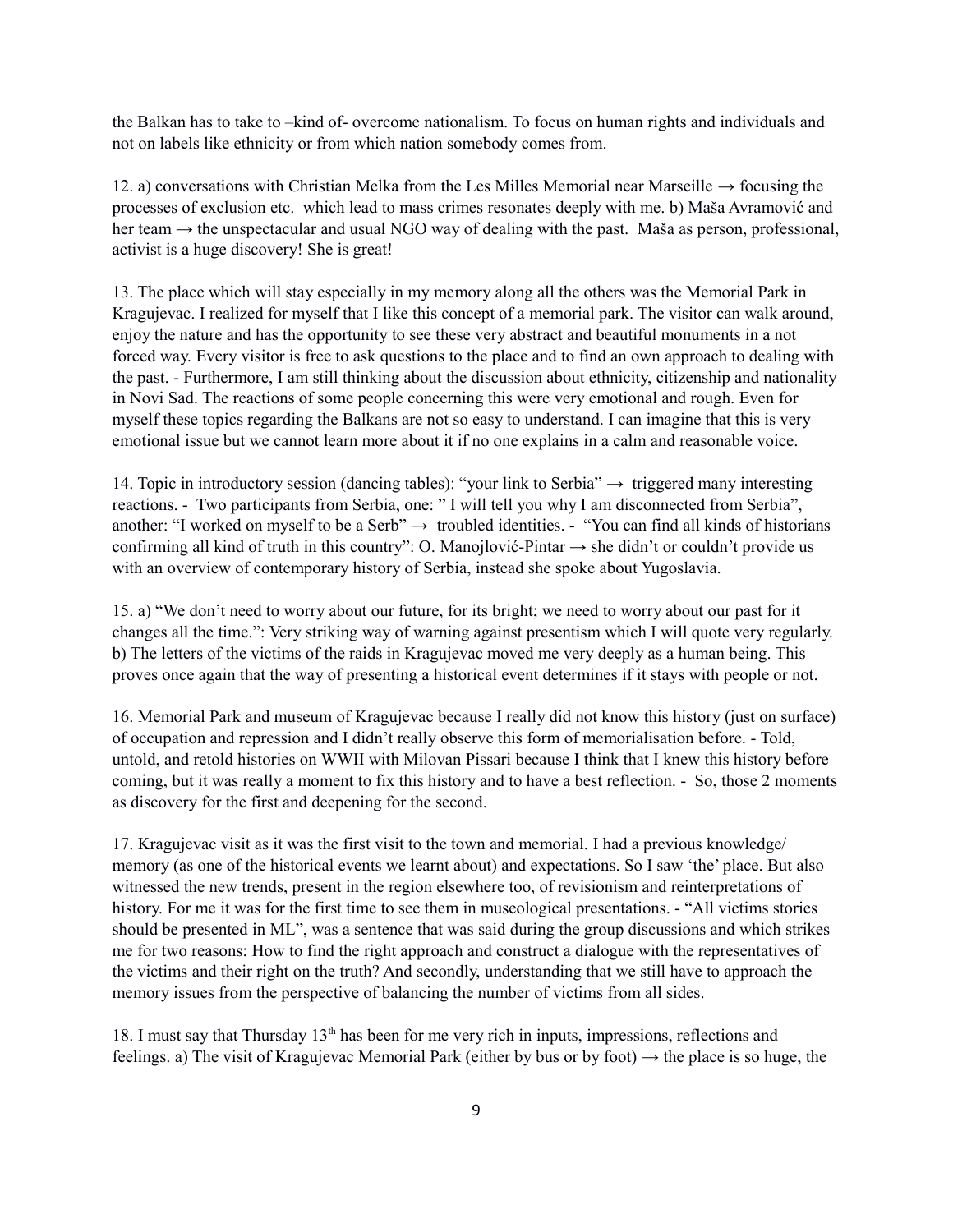the Balkan has to take to –kind of- overcome nationalism. To focus on human rights and individuals and not on labels like ethnicity or from which nation somebody comes from.

12. a) conversations with Christian Melka from the Les Milles Memorial near Marseille → focusing the processes of exclusion etc. which lead to mass crimes resonates deeply with me. b) Maša Avramović and her team → the unspectacular and usual NGO way of dealing with the past. Maša as person, professional, activist is a huge discovery! She is great!

13. The place which will stay especially in my memory along all the others was the Memorial Park in Kragujevac. I realized for myself that I like this concept of a memorial park. The visitor can walk around, enjoy the nature and has the opportunity to see these very abstract and beautiful monuments in a not forced way. Every visitor is free to ask questions to the place and to find an own approach to dealing with the past. - Furthermore, I am still thinking about the discussion about ethnicity, citizenship and nationality in Novi Sad. The reactions of some people concerning this were very emotional and rough. Even for myself these topics regarding the Balkans are not so easy to understand. I can imagine that this is very emotional issue but we cannot learn more about it if no one explains in a calm and reasonable voice.

14. Topic in introductory session (dancing tables): "your link to Serbia" → triggered many interesting reactions. - Two participants from Serbia, one: " I will tell you why I am disconnected from Serbia", another: "I worked on myself to be a Serb" → troubled identities. - "You can find all kinds of historians confirming all kind of truth in this country": O. Manojlović-Pintar → she didn't or couldn't provide us with an overview of contemporary history of Serbia, instead she spoke about Yugoslavia.

15. a) "We don't need to worry about our future, for its bright; we need to worry about our past for it changes all the time.": Very striking way of warning against presentism which I will quote very regularly. b) The letters of the victims of the raids in Kragujevac moved me very deeply as a human being. This proves once again that the way of presenting a historical event determines if it stays with people or not.

16. Memorial Park and museum of Kragujevac because I really did not know this history (just on surface) of occupation and repression and I didn't really observe this form of memorialisation before. - Told, untold, and retold histories on WWII with Milovan Pissari because I think that I knew this history before coming, but it was really a moment to fix this history and to have a best reflection. - So, those 2 moments as discovery for the first and deepening for the second.

17. Kragujevac visit as it was the first visit to the town and memorial. I had a previous knowledge/ memory (as one of the historical events we learnt about) and expectations. So I saw 'the' place. But also witnessed the new trends, present in the region elsewhere too, of revisionism and reinterpretations of history. For me it was for the first time to see them in museological presentations. - "All victims stories should be presented in ML", was a sentence that was said during the group discussions and which strikes me for two reasons: How to find the right approach and construct a dialogue with the representatives of the victims and their right on the truth? And secondly, understanding that we still have to approach the memory issues from the perspective of balancing the number of victims from all sides.

18. I must say that Thursday 13th has been for me very rich in inputs, impressions, reflections and feelings. a) The visit of Kragujevac Memorial Park (either by bus or by foot) → the place is so huge, the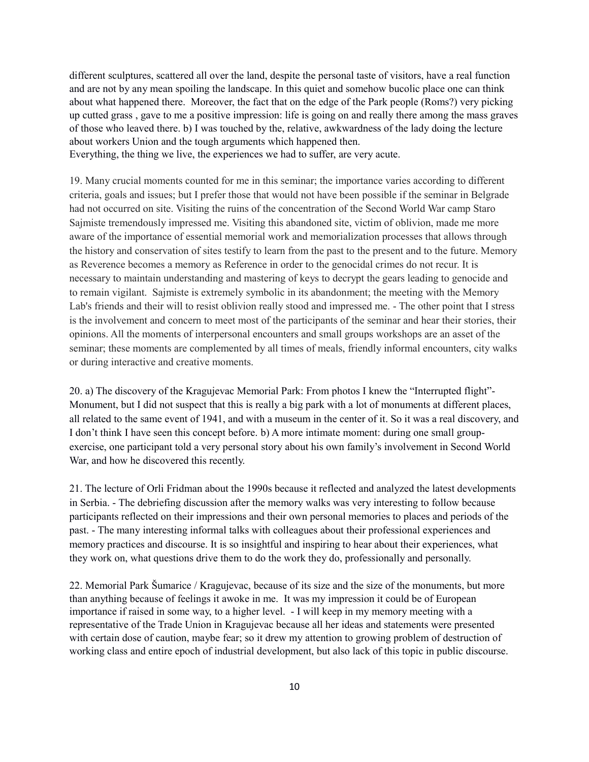different sculptures, scattered all over the land, despite the personal taste of visitors, have a real function and are not by any mean spoiling the landscape. In this quiet and somehow bucolic place one can think about what happened there. Moreover, the fact that on the edge of the Park people (Roms?) very picking up cutted grass , gave to me a positive impression: life is going on and really there among the mass graves of those who leaved there. b) I was touched by the, relative, awkwardness of the lady doing the lecture about workers Union and the tough arguments which happened then.
Everything, the thing we live, the experiences we had to suffer, are very acute.

19. Many crucial moments counted for me in this seminar; the importance varies according to different criteria, goals and issues; but I prefer those that would not have been possible if the seminar in Belgrade had not occurred on site. Visiting the ruins of the concentration of the Second World War camp Staro Sajmiste tremendously impressed me. Visiting this abandoned site, victim of oblivion, made me more aware of the importance of essential memorial work and memorialization processes that allows through the history and conservation of sites testify to learn from the past to the present and to the future. Memory as Reverence becomes a memory as Reference in order to the genocidal crimes do not recur. It is necessary to maintain understanding and mastering of keys to decrypt the gears leading to genocide and to remain vigilant. Sajmiste is extremely symbolic in its abandonment; the meeting with the Memory Lab's friends and their will to resist oblivion really stood and impressed me. - The other point that I stress is the involvement and concern to meet most of the participants of the seminar and hear their stories, their opinions. All the moments of interpersonal encounters and small groups workshops are an asset of the seminar; these moments are complemented by all times of meals, friendly informal encounters, city walks or during interactive and creative moments.

20. a) The discovery of the Kragujevac Memorial Park: From photos I knew the "Interrupted flight"-Monument, but I did not suspect that this is really a big park with a lot of monuments at different places, all related to the same event of 1941, and with a museum in the center of it. So it was a real discovery, and I don't think I have seen this concept before. b) A more intimate moment: during one small group-exercise, one participant told a very personal story about his own family's involvement in Second World War, and how he discovered this recently.

21. The lecture of Orli Fridman about the 1990s because it reflected and analyzed the latest developments in Serbia. - The debriefing discussion after the memory walks was very interesting to follow because participants reflected on their impressions and their own personal memories to places and periods of the past. - The many interesting informal talks with colleagues about their professional experiences and memory practices and discourse. It is so insightful and inspiring to hear about their experiences, what they work on, what questions drive them to do the work they do, professionally and personally.

22. Memorial Park Šumarice / Kragujevac, because of its size and the size of the monuments, but more than anything because of feelings it awoke in me. It was my impression it could be of European importance if raised in some way, to a higher level. - I will keep in my memory meeting with a representative of the Trade Union in Kragujevac because all her ideas and statements were presented with certain dose of caution, maybe fear; so it drew my attention to growing problem of destruction of working class and entire epoch of industrial development, but also lack of this topic in public discourse.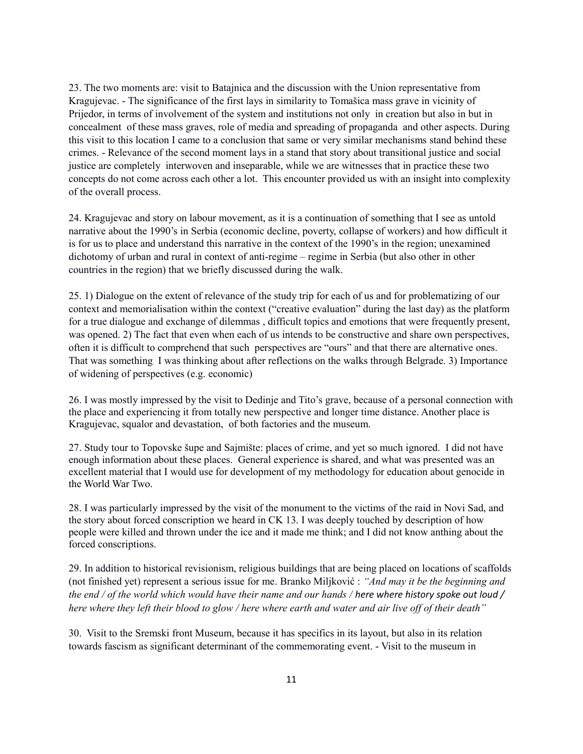23. The two moments are: visit to Batajnica and the discussion with the Union representative from Kragujevac. - The significance of the first lays in similarity to Tomašica mass grave in vicinity of Prijedor, in terms of involvement of the system and institutions not only in creation but also in but in concealment of these mass graves, role of media and spreading of propaganda and other aspects. During this visit to this location I came to a conclusion that same or very similar mechanisms stand behind these crimes. - Relevance of the second moment lays in a stand that story about transitional justice and social justice are completely interwoven and inseparable, while we are witnesses that in practice these two concepts do not come across each other a lot. This encounter provided us with an insight into complexity of the overall process.

24. Kragujevac and story on labour movement, as it is a continuation of something that I see as untold narrative about the 1990's in Serbia (economic decline, poverty, collapse of workers) and how difficult it is for us to place and understand this narrative in the context of the 1990's in the region; unexamined dichotomy of urban and rural in context of anti-regime – regime in Serbia (but also other in other countries in the region) that we briefly discussed during the walk.

25. 1) Dialogue on the extent of relevance of the study trip for each of us and for problematizing of our context and memorialisation within the context ("creative evaluation" during the last day) as the platform for a true dialogue and exchange of dilemmas , difficult topics and emotions that were frequently present, was opened. 2) The fact that even when each of us intends to be constructive and share own perspectives, often it is difficult to comprehend that such perspectives are "ours" and that there are alternative ones. That was something I was thinking about after reflections on the walks through Belgrade. 3) Importance of widening of perspectives (e.g. economic)

26. I was mostly impressed by the visit to Dedinje and Tito's grave, because of a personal connection with the place and experiencing it from totally new perspective and longer time distance. Another place is Kragujevac, squalor and devastation, of both factories and the museum.

27. Study tour to Topovske šupe and Sajmište: places of crime, and yet so much ignored. I did not have enough information about these places. General experience is shared, and what was presented was an excellent material that I would use for development of my methodology for education about genocide in the World War Two.

28. I was particularly impressed by the visit of the monument to the victims of the raid in Novi Sad, and the story about forced conscription we heard in CK 13. I was deeply touched by description of how people were killed and thrown under the ice and it made me think; and I did not know anthing about the forced conscriptions.

29. In addition to historical revisionism, religious buildings that are being placed on locations of scaffolds (not finished yet) represent a serious issue for me. Branko Miljković : *"And may it be the beginning and the end / of the world which would have their name and our hands / here where history spoke out loud / here where they left their blood to glow / here where earth and water and air live off of their death"*

30. Visit to the Sremski front Museum, because it has specifics in its layout, but also in its relation towards fascism as significant determinant of the commemorating event. - Visit to the museum in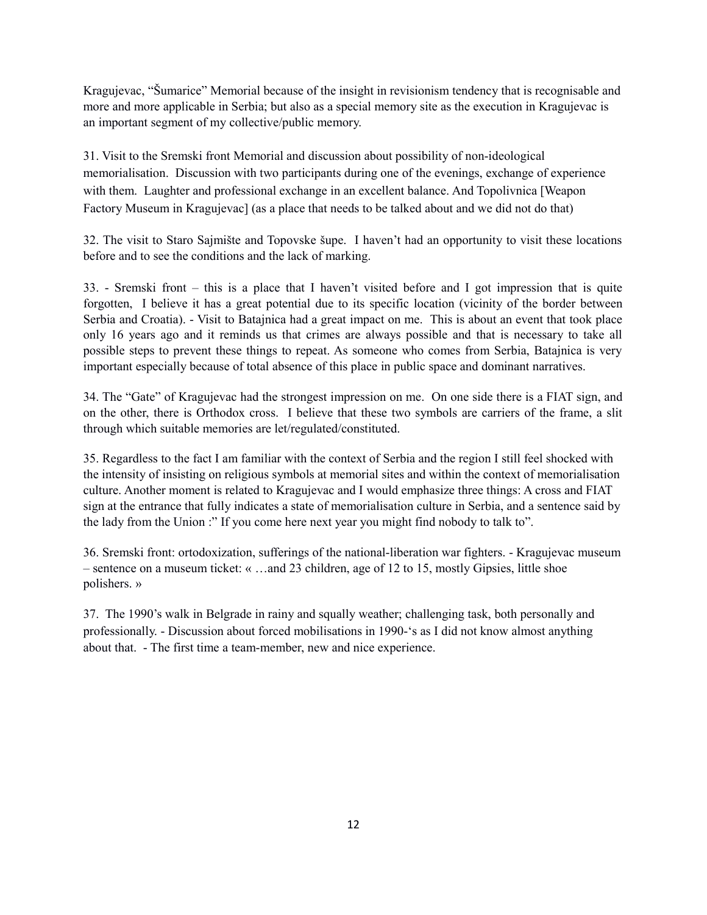Kragujevac, "Šumarice" Memorial because of the insight in revisionism tendency that is recognisable and more and more applicable in Serbia; but also as a special memory site as the execution in Kragujevac is an important segment of my collective/public memory.

31. Visit to the Sremski front Memorial and discussion about possibility of non-ideological memorialisation. Discussion with two participants during one of the evenings, exchange of experience with them. Laughter and professional exchange in an excellent balance. And Topolivnica [Weapon Factory Museum in Kragujevac] (as a place that needs to be talked about and we did not do that)

32. The visit to Staro Sajmište and Topovske šupe. I haven't had an opportunity to visit these locations before and to see the conditions and the lack of marking.

33. - Sremski front – this is a place that I haven't visited before and I got impression that is quite forgotten, I believe it has a great potential due to its specific location (vicinity of the border between Serbia and Croatia). - Visit to Batajnica had a great impact on me. This is about an event that took place only 16 years ago and it reminds us that crimes are always possible and that is necessary to take all possible steps to prevent these things to repeat. As someone who comes from Serbia, Batajnica is very important especially because of total absence of this place in public space and dominant narratives.

34. The "Gate" of Kragujevac had the strongest impression on me. On one side there is a FIAT sign, and on the other, there is Orthodox cross. I believe that these two symbols are carriers of the frame, a slit through which suitable memories are let/regulated/constituted.

35. Regardless to the fact I am familiar with the context of Serbia and the region I still feel shocked with the intensity of insisting on religious symbols at memorial sites and within the context of memorialisation culture. Another moment is related to Kragujevac and I would emphasize three things: A cross and FIAT sign at the entrance that fully indicates a state of memorialisation culture in Serbia, and a sentence said by the lady from the Union :" If you come here next year you might find nobody to talk to".

36. Sremski front: ortodoxization, sufferings of the national-liberation war fighters. - Kragujevac museum – sentence on a museum ticket: « …and 23 children, age of 12 to 15, mostly Gipsies, little shoe polishers. »

37. The 1990's walk in Belgrade in rainy and squally weather; challenging task, both personally and professionally. - Discussion about forced mobilisations in 1990-'s as I did not know almost anything about that. - The first time a team-member, new and nice experience.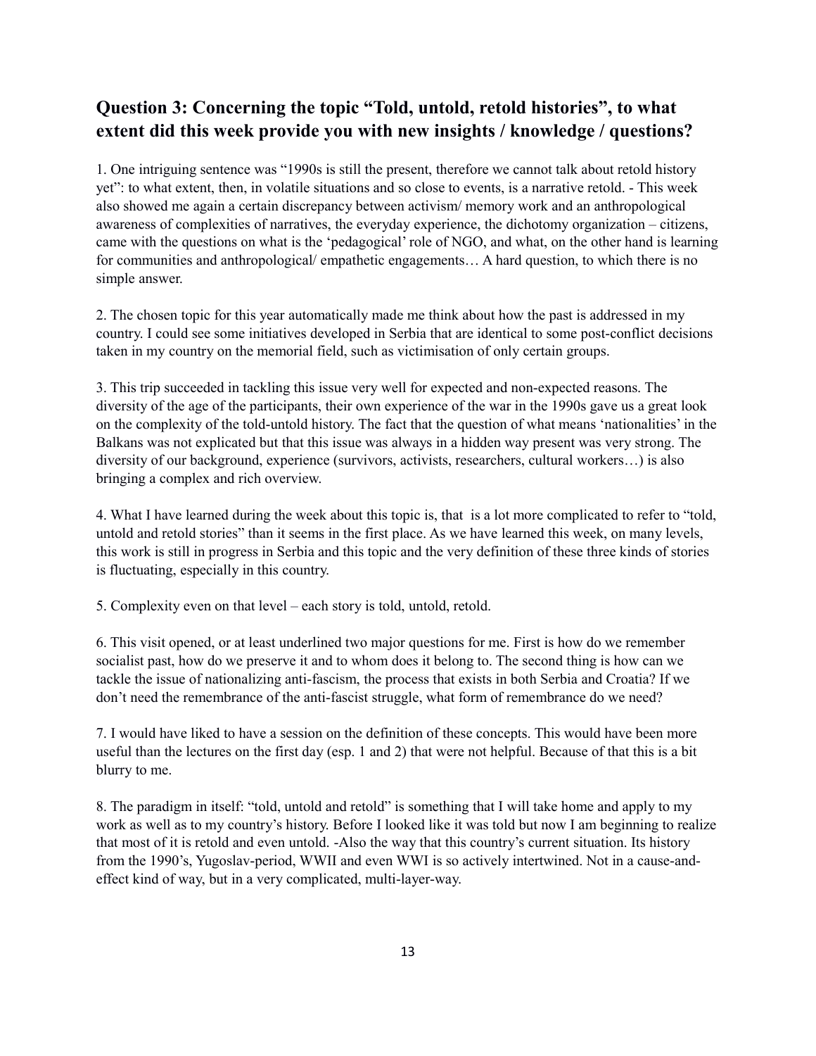## Question 3: Concerning the topic "Told, untold, retold histories", to what extent did this week provide you with new insights / knowledge / questions?

1. One intriguing sentence was "1990s is still the present, therefore we cannot talk about retold history yet": to what extent, then, in volatile situations and so close to events, is a narrative retold. - This week also showed me again a certain discrepancy between activism/ memory work and an anthropological awareness of complexities of narratives, the everyday experience, the dichotomy organization – citizens, came with the questions on what is the 'pedagogical' role of NGO, and what, on the other hand is learning for communities and anthropological/ empathetic engagements… A hard question, to which there is no simple answer.

2. The chosen topic for this year automatically made me think about how the past is addressed in my country. I could see some initiatives developed in Serbia that are identical to some post-conflict decisions taken in my country on the memorial field, such as victimisation of only certain groups.

3. This trip succeeded in tackling this issue very well for expected and non-expected reasons. The diversity of the age of the participants, their own experience of the war in the 1990s gave us a great look on the complexity of the told-untold history. The fact that the question of what means 'nationalities' in the Balkans was not explicated but that this issue was always in a hidden way present was very strong. The diversity of our background, experience (survivors, activists, researchers, cultural workers…) is also bringing a complex and rich overview.

4. What I have learned during the week about this topic is, that  is a lot more complicated to refer to "told, untold and retold stories" than it seems in the first place. As we have learned this week, on many levels, this work is still in progress in Serbia and this topic and the very definition of these three kinds of stories is fluctuating, especially in this country.

5. Complexity even on that level – each story is told, untold, retold.

6. This visit opened, or at least underlined two major questions for me. First is how do we remember socialist past, how do we preserve it and to whom does it belong to. The second thing is how can we tackle the issue of nationalizing anti-fascism, the process that exists in both Serbia and Croatia? If we don't need the remembrance of the anti-fascist struggle, what form of remembrance do we need?

7. I would have liked to have a session on the definition of these concepts. This would have been more useful than the lectures on the first day (esp. 1 and 2) that were not helpful. Because of that this is a bit blurry to me.

8. The paradigm in itself: "told, untold and retold" is something that I will take home and apply to my work as well as to my country's history. Before I looked like it was told but now I am beginning to realize that most of it is retold and even untold. -Also the way that this country's current situation. Its history from the 1990's, Yugoslav-period, WWII and even WWI is so actively intertwined. Not in a cause-and-effect kind of way, but in a very complicated, multi-layer-way.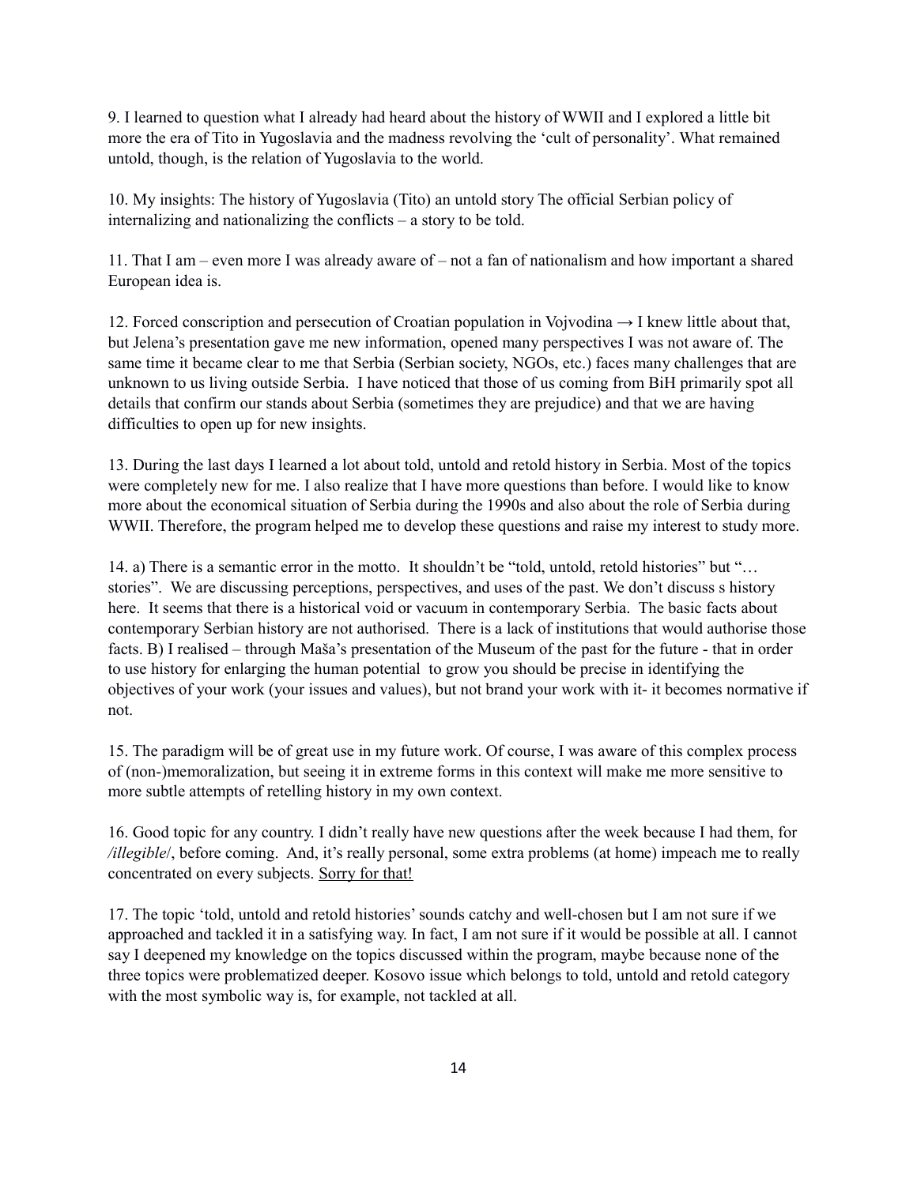9. I learned to question what I already had heard about the history of WWII and I explored a little bit more the era of Tito in Yugoslavia and the madness revolving the 'cult of personality'. What remained untold, though, is the relation of Yugoslavia to the world.

10. My insights: The history of Yugoslavia (Tito) an untold story The official Serbian policy of internalizing and nationalizing the conflicts – a story to be told.

11. That I am – even more I was already aware of – not a fan of nationalism and how important a shared European idea is.

12. Forced conscription and persecution of Croatian population in Vojvodina → I knew little about that, but Jelena's presentation gave me new information, opened many perspectives I was not aware of. The same time it became clear to me that Serbia (Serbian society, NGOs, etc.) faces many challenges that are unknown to us living outside Serbia. I have noticed that those of us coming from BiH primarily spot all details that confirm our stands about Serbia (sometimes they are prejudice) and that we are having difficulties to open up for new insights.

13. During the last days I learned a lot about told, untold and retold history in Serbia. Most of the topics were completely new for me. I also realize that I have more questions than before. I would like to know more about the economical situation of Serbia during the 1990s and also about the role of Serbia during WWII. Therefore, the program helped me to develop these questions and raise my interest to study more.

14. a) There is a semantic error in the motto. It shouldn't be "told, untold, retold histories" but "… stories". We are discussing perceptions, perspectives, and uses of the past. We don't discuss s history here. It seems that there is a historical void or vacuum in contemporary Serbia. The basic facts about contemporary Serbian history are not authorised. There is a lack of institutions that would authorise those facts. B) I realised – through Maša's presentation of the Museum of the past for the future - that in order to use history for enlarging the human potential to grow you should be precise in identifying the objectives of your work (your issues and values), but not brand your work with it- it becomes normative if not.

15. The paradigm will be of great use in my future work. Of course, I was aware of this complex process of (non-)memoralization, but seeing it in extreme forms in this context will make me more sensitive to more subtle attempts of retelling history in my own context.

16. Good topic for any country. I didn't really have new questions after the week because I had them, for */illegible/*, before coming. And, it's really personal, some extra problems (at home) impeach me to really concentrated on every subjects. <u>Sorry for that!</u>

17. The topic 'told, untold and retold histories' sounds catchy and well-chosen but I am not sure if we approached and tackled it in a satisfying way. In fact, I am not sure if it would be possible at all. I cannot say I deepened my knowledge on the topics discussed within the program, maybe because none of the three topics were problematized deeper. Kosovo issue which belongs to told, untold and retold category with the most symbolic way is, for example, not tackled at all.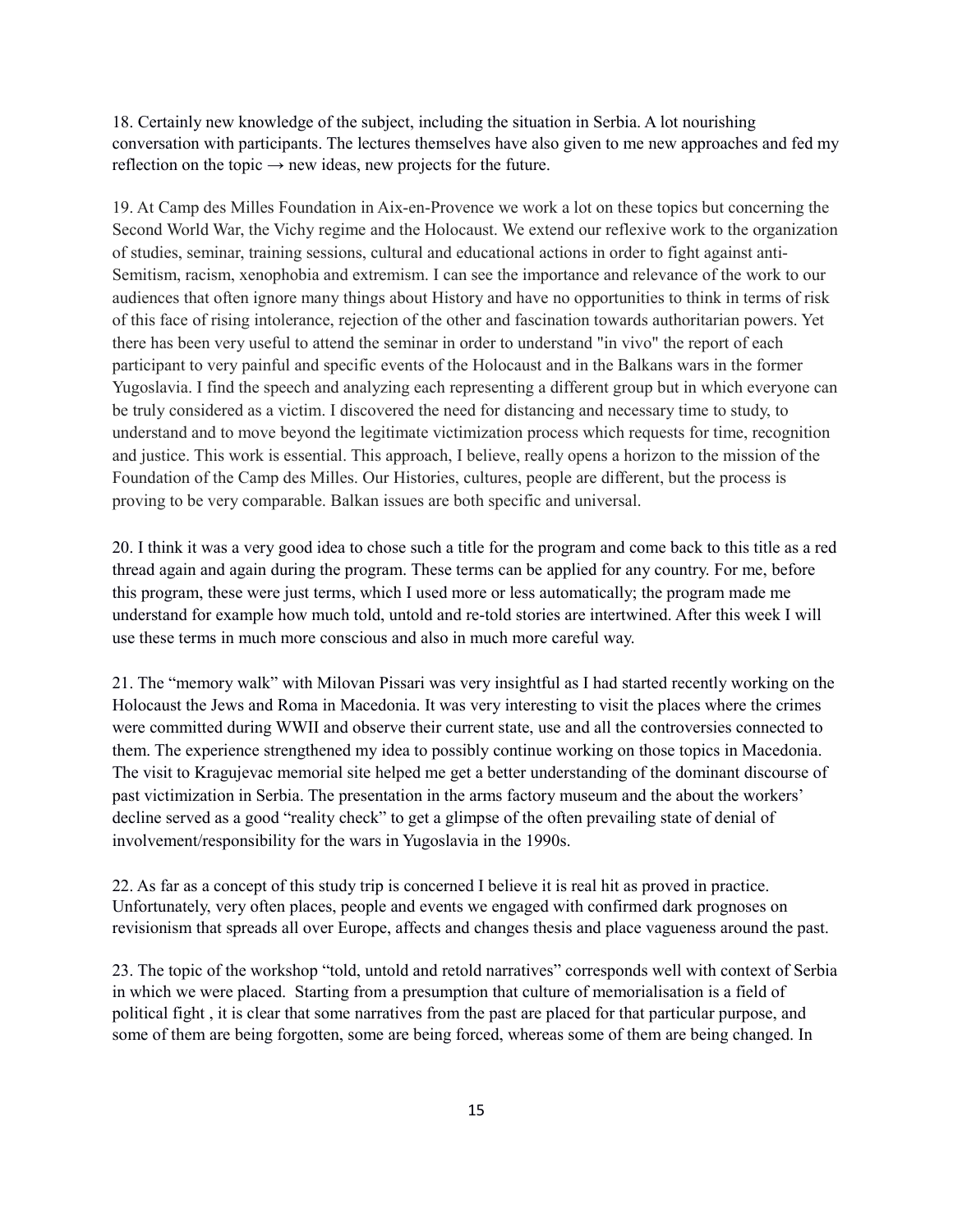18. Certainly new knowledge of the subject, including the situation in Serbia. A lot nourishing conversation with participants. The lectures themselves have also given to me new approaches and fed my reflection on the topic → new ideas, new projects for the future.

19. At Camp des Milles Foundation in Aix-en-Provence we work a lot on these topics but concerning the Second World War, the Vichy regime and the Holocaust. We extend our reflexive work to the organization of studies, seminar, training sessions, cultural and educational actions in order to fight against anti-Semitism, racism, xenophobia and extremism. I can see the importance and relevance of the work to our audiences that often ignore many things about History and have no opportunities to think in terms of risk of this face of rising intolerance, rejection of the other and fascination towards authoritarian powers. Yet there has been very useful to attend the seminar in order to understand "in vivo" the report of each participant to very painful and specific events of the Holocaust and in the Balkans wars in the former Yugoslavia. I find the speech and analyzing each representing a different group but in which everyone can be truly considered as a victim. I discovered the need for distancing and necessary time to study, to understand and to move beyond the legitimate victimization process which requests for time, recognition and justice. This work is essential. This approach, I believe, really opens a horizon to the mission of the Foundation of the Camp des Milles. Our Histories, cultures, people are different, but the process is proving to be very comparable. Balkan issues are both specific and universal.

20. I think it was a very good idea to chose such a title for the program and come back to this title as a red thread again and again during the program. These terms can be applied for any country. For me, before this program, these were just terms, which I used more or less automatically; the program made me understand for example how much told, untold and re-told stories are intertwined. After this week I will use these terms in much more conscious and also in much more careful way.

21. The "memory walk" with Milovan Pissari was very insightful as I had started recently working on the Holocaust the Jews and Roma in Macedonia. It was very interesting to visit the places where the crimes were committed during WWII and observe their current state, use and all the controversies connected to them. The experience strengthened my idea to possibly continue working on those topics in Macedonia. The visit to Kragujevac memorial site helped me get a better understanding of the dominant discourse of past victimization in Serbia. The presentation in the arms factory museum and the about the workers' decline served as a good "reality check" to get a glimpse of the often prevailing state of denial of involvement/responsibility for the wars in Yugoslavia in the 1990s.

22. As far as a concept of this study trip is concerned I believe it is real hit as proved in practice. Unfortunately, very often places, people and events we engaged with confirmed dark prognoses on revisionism that spreads all over Europe, affects and changes thesis and place vagueness around the past.

23. The topic of the workshop "told, untold and retold narratives" corresponds well with context of Serbia in which we were placed. Starting from a presumption that culture of memorialisation is a field of political fight , it is clear that some narratives from the past are placed for that particular purpose, and some of them are being forgotten, some are being forced, whereas some of them are being changed. In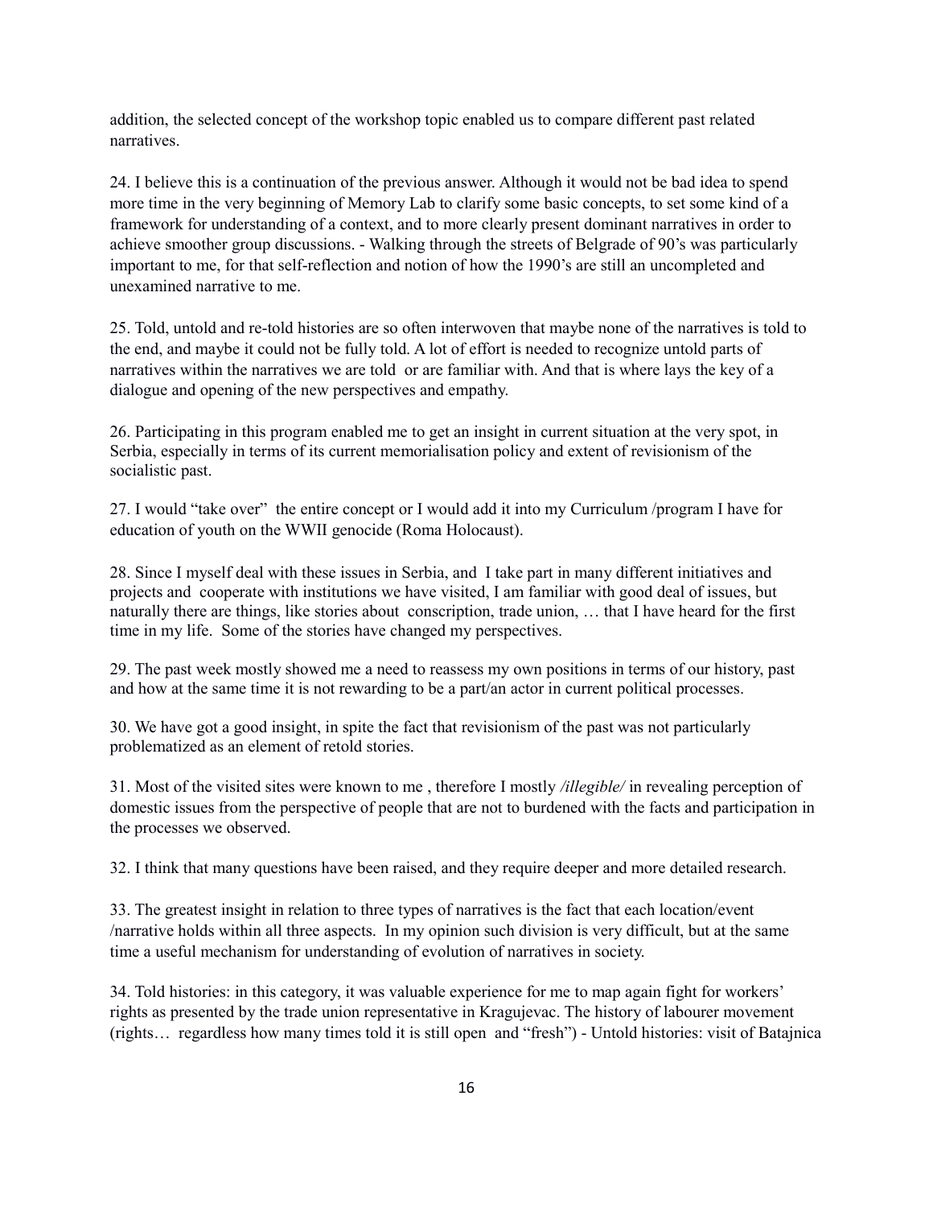addition, the selected concept of the workshop topic enabled us to compare different past related narratives.

24. I believe this is a continuation of the previous answer. Although it would not be bad idea to spend more time in the very beginning of Memory Lab to clarify some basic concepts, to set some kind of a framework for understanding of a context, and to more clearly present dominant narratives in order to achieve smoother group discussions. - Walking through the streets of Belgrade of 90's was particularly important to me, for that self-reflection and notion of how the 1990's are still an uncompleted and unexamined narrative to me.

25. Told, untold and re-told histories are so often interwoven that maybe none of the narratives is told to the end, and maybe it could not be fully told. A lot of effort is needed to recognize untold parts of narratives within the narratives we are told or are familiar with. And that is where lays the key of a dialogue and opening of the new perspectives and empathy.

26. Participating in this program enabled me to get an insight in current situation at the very spot, in Serbia, especially in terms of its current memorialisation policy and extent of revisionism of the socialistic past.

27. I would "take over" the entire concept or I would add it into my Curriculum /program I have for education of youth on the WWII genocide (Roma Holocaust).

28. Since I myself deal with these issues in Serbia, and I take part in many different initiatives and projects and cooperate with institutions we have visited, I am familiar with good deal of issues, but naturally there are things, like stories about conscription, trade union, … that I have heard for the first time in my life. Some of the stories have changed my perspectives.

29. The past week mostly showed me a need to reassess my own positions in terms of our history, past and how at the same time it is not rewarding to be a part/an actor in current political processes.

30. We have got a good insight, in spite the fact that revisionism of the past was not particularly problematized as an element of retold stories.

31. Most of the visited sites were known to me , therefore I mostly */illegible/* in revealing perception of domestic issues from the perspective of people that are not to burdened with the facts and participation in the processes we observed.

32. I think that many questions have been raised, and they require deeper and more detailed research.

33. The greatest insight in relation to three types of narratives is the fact that each location/event /narrative holds within all three aspects. In my opinion such division is very difficult, but at the same time a useful mechanism for understanding of evolution of narratives in society.

34. Told histories: in this category, it was valuable experience for me to map again fight for workers' rights as presented by the trade union representative in Kragujevac. The history of labourer movement (rights… regardless how many times told it is still open and "fresh") - Untold histories: visit of Batajnica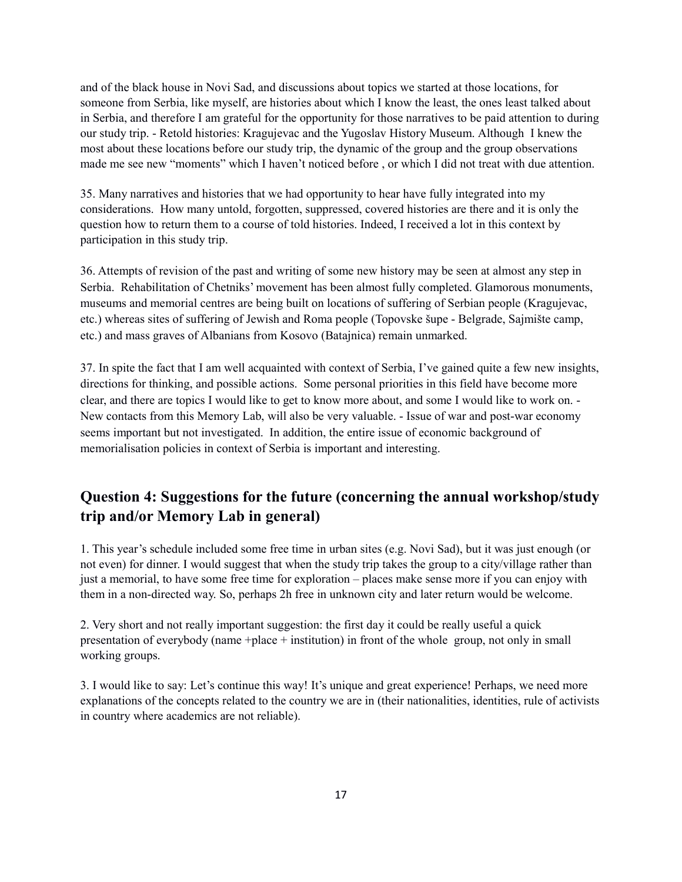and of the black house in Novi Sad, and discussions about topics we started at those locations, for someone from Serbia, like myself, are histories about which I know the least, the ones least talked about in Serbia, and therefore I am grateful for the opportunity for those narratives to be paid attention to during our study trip. - Retold histories: Kragujevac and the Yugoslav History Museum. Although I knew the most about these locations before our study trip, the dynamic of the group and the group observations made me see new "moments" which I haven't noticed before , or which I did not treat with due attention.

35. Many narratives and histories that we had opportunity to hear have fully integrated into my considerations. How many untold, forgotten, suppressed, covered histories are there and it is only the question how to return them to a course of told histories. Indeed, I received a lot in this context by participation in this study trip.

36. Attempts of revision of the past and writing of some new history may be seen at almost any step in Serbia. Rehabilitation of Chetniks' movement has been almost fully completed. Glamorous monuments, museums and memorial centres are being built on locations of suffering of Serbian people (Kragujevac, etc.) whereas sites of suffering of Jewish and Roma people (Topovske šupe - Belgrade, Sajmište camp, etc.) and mass graves of Albanians from Kosovo (Batajnica) remain unmarked.

37. In spite the fact that I am well acquainted with context of Serbia, I've gained quite a few new insights, directions for thinking, and possible actions. Some personal priorities in this field have become more clear, and there are topics I would like to get to know more about, and some I would like to work on. - New contacts from this Memory Lab, will also be very valuable. - Issue of war and post-war economy seems important but not investigated. In addition, the entire issue of economic background of memorialisation policies in context of Serbia is important and interesting.

## Question 4: Suggestions for the future (concerning the annual workshop/study trip and/or Memory Lab in general)

1. This year's schedule included some free time in urban sites (e.g. Novi Sad), but it was just enough (or not even) for dinner. I would suggest that when the study trip takes the group to a city/village rather than just a memorial, to have some free time for exploration – places make sense more if you can enjoy with them in a non-directed way. So, perhaps 2h free in unknown city and later return would be welcome.

2. Very short and not really important suggestion: the first day it could be really useful a quick presentation of everybody (name +place + institution) in front of the whole group, not only in small working groups.

3. I would like to say: Let's continue this way! It's unique and great experience! Perhaps, we need more explanations of the concepts related to the country we are in (their nationalities, identities, rule of activists in country where academics are not reliable).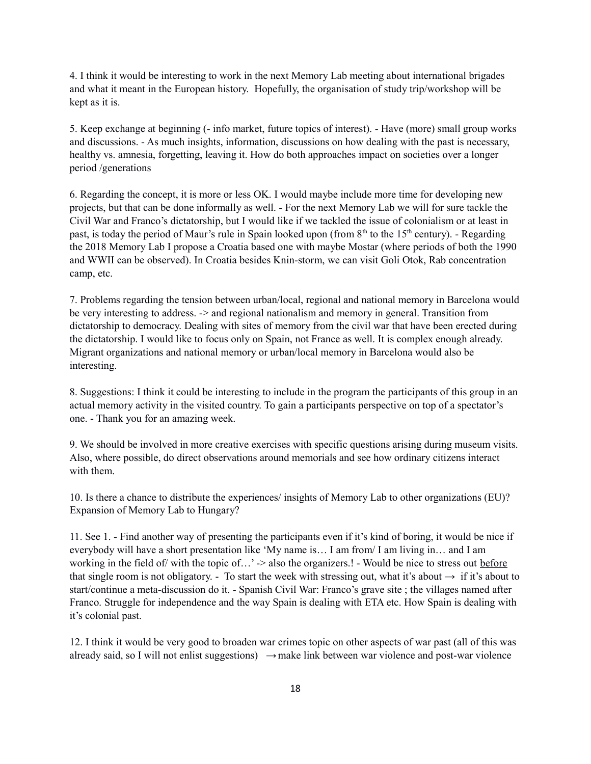4. I think it would be interesting to work in the next Memory Lab meeting about international brigades and what it meant in the European history. Hopefully, the organisation of study trip/workshop will be kept as it is.

5. Keep exchange at beginning (- info market, future topics of interest). - Have (more) small group works and discussions. - As much insights, information, discussions on how dealing with the past is necessary, healthy vs. amnesia, forgetting, leaving it. How do both approaches impact on societies over a longer period /generations

6. Regarding the concept, it is more or less OK. I would maybe include more time for developing new projects, but that can be done informally as well. - For the next Memory Lab we will for sure tackle the Civil War and Franco's dictatorship, but I would like if we tackled the issue of colonialism or at least in past, is today the period of Maur's rule in Spain looked upon (from 8th to the 15th century). - Regarding the 2018 Memory Lab I propose a Croatia based one with maybe Mostar (where periods of both the 1990 and WWII can be observed). In Croatia besides Knin-storm, we can visit Goli Otok, Rab concentration camp, etc.

7. Problems regarding the tension between urban/local, regional and national memory in Barcelona would be very interesting to address. -> and regional nationalism and memory in general. Transition from dictatorship to democracy. Dealing with sites of memory from the civil war that have been erected during the dictatorship. I would like to focus only on Spain, not France as well. It is complex enough already. Migrant organizations and national memory or urban/local memory in Barcelona would also be interesting.

8. Suggestions: I think it could be interesting to include in the program the participants of this group in an actual memory activity in the visited country. To gain a participants perspective on top of a spectator's one. - Thank you for an amazing week.

9. We should be involved in more creative exercises with specific questions arising during museum visits. Also, where possible, do direct observations around memorials and see how ordinary citizens interact with them.

10. Is there a chance to distribute the experiences/ insights of Memory Lab to other organizations (EU)? Expansion of Memory Lab to Hungary?

11. See 1. - Find another way of presenting the participants even if it's kind of boring, it would be nice if everybody will have a short presentation like 'My name is… I am from/ I am living in… and I am working in the field of/ with the topic of…' -> also the organizers.! - Would be nice to stress out <u>before</u> that single room is not obligatory. - To start the week with stressing out, what it's about → if it's about to start/continue a meta-discussion do it. - Spanish Civil War: Franco's grave site ; the villages named after Franco. Struggle for independence and the way Spain is dealing with ETA etc. How Spain is dealing with it's colonial past.

12. I think it would be very good to broaden war crimes topic on other aspects of war past (all of this was already said, so I will not enlist suggestions) → make link between war violence and post-war violence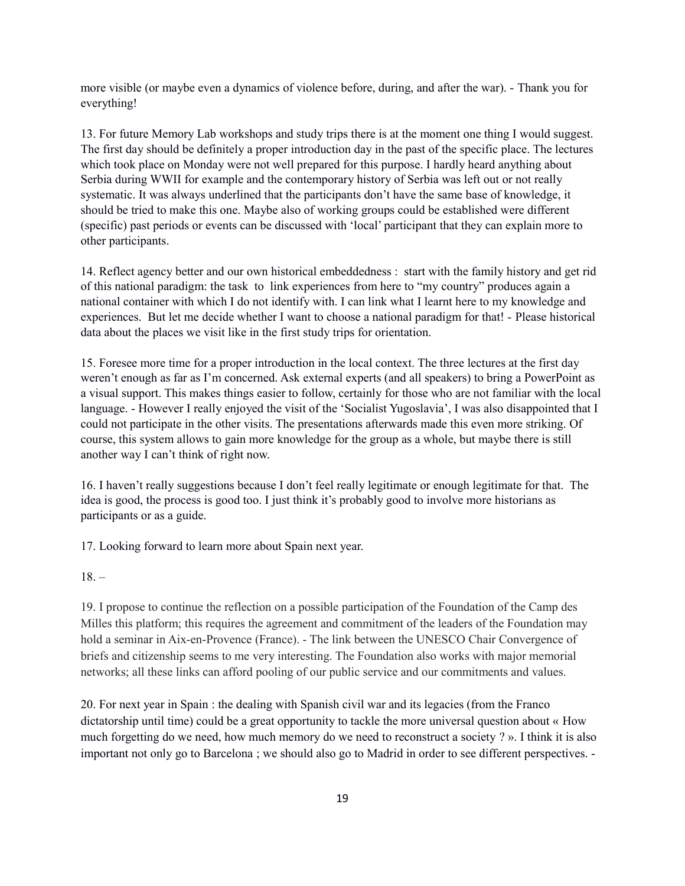more visible (or maybe even a dynamics of violence before, during, and after the war). - Thank you for everything!

13. For future Memory Lab workshops and study trips there is at the moment one thing I would suggest. The first day should be definitely a proper introduction day in the past of the specific place. The lectures which took place on Monday were not well prepared for this purpose. I hardly heard anything about Serbia during WWII for example and the contemporary history of Serbia was left out or not really systematic. It was always underlined that the participants don't have the same base of knowledge, it should be tried to make this one. Maybe also of working groups could be established were different (specific) past periods or events can be discussed with 'local' participant that they can explain more to other participants.

14. Reflect agency better and our own historical embeddedness : start with the family history and get rid of this national paradigm: the task to link experiences from here to "my country" produces again a national container with which I do not identify with. I can link what I learnt here to my knowledge and experiences. But let me decide whether I want to choose a national paradigm for that! - Please historical data about the places we visit like in the first study trips for orientation.

15. Foresee more time for a proper introduction in the local context. The three lectures at the first day weren't enough as far as I'm concerned. Ask external experts (and all speakers) to bring a PowerPoint as a visual support. This makes things easier to follow, certainly for those who are not familiar with the local language. - However I really enjoyed the visit of the 'Socialist Yugoslavia', I was also disappointed that I could not participate in the other visits. The presentations afterwards made this even more striking. Of course, this system allows to gain more knowledge for the group as a whole, but maybe there is still another way I can't think of right now.

16. I haven't really suggestions because I don't feel really legitimate or enough legitimate for that. The idea is good, the process is good too. I just think it's probably good to involve more historians as participants or as a guide.

17. Looking forward to learn more about Spain next year.

18. –

19. I propose to continue the reflection on a possible participation of the Foundation of the Camp des Milles this platform; this requires the agreement and commitment of the leaders of the Foundation may hold a seminar in Aix-en-Provence (France). - The link between the UNESCO Chair Convergence of briefs and citizenship seems to me very interesting. The Foundation also works with major memorial networks; all these links can afford pooling of our public service and our commitments and values.

20. For next year in Spain : the dealing with Spanish civil war and its legacies (from the Franco dictatorship until time) could be a great opportunity to tackle the more universal question about « How much forgetting do we need, how much memory do we need to reconstruct a society ? ». I think it is also important not only go to Barcelona ; we should also go to Madrid in order to see different perspectives. -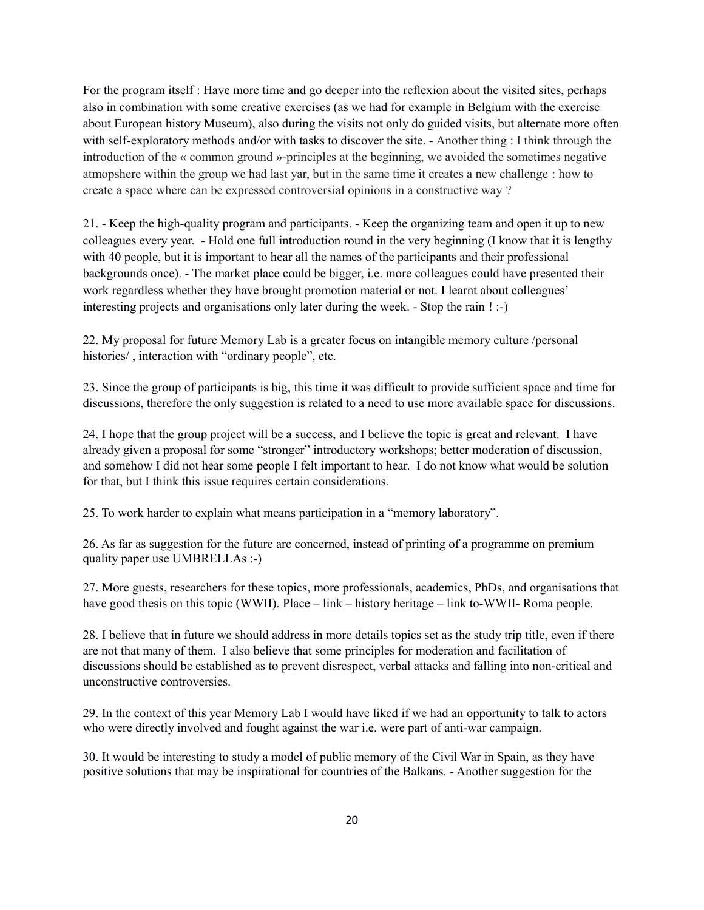For the program itself : Have more time and go deeper into the reflexion about the visited sites, perhaps also in combination with some creative exercises (as we had for example in Belgium with the exercise about European history Museum), also during the visits not only do guided visits, but alternate more often with self-exploratory methods and/or with tasks to discover the site. - Another thing : I think through the introduction of the « common ground »-principles at the beginning, we avoided the sometimes negative atmopshere within the group we had last yar, but in the same time it creates a new challenge : how to create a space where can be expressed controversial opinions in a constructive way ?

21. - Keep the high-quality program and participants. - Keep the organizing team and open it up to new colleagues every year. - Hold one full introduction round in the very beginning (I know that it is lengthy with 40 people, but it is important to hear all the names of the participants and their professional backgrounds once). - The market place could be bigger, i.e. more colleagues could have presented their work regardless whether they have brought promotion material or not. I learnt about colleagues' interesting projects and organisations only later during the week. - Stop the rain ! :-)

22. My proposal for future Memory Lab is a greater focus on intangible memory culture /personal histories/ , interaction with "ordinary people", etc.

23. Since the group of participants is big, this time it was difficult to provide sufficient space and time for discussions, therefore the only suggestion is related to a need to use more available space for discussions.

24. I hope that the group project will be a success, and I believe the topic is great and relevant. I have already given a proposal for some "stronger" introductory workshops; better moderation of discussion, and somehow I did not hear some people I felt important to hear. I do not know what would be solution for that, but I think this issue requires certain considerations.

25. To work harder to explain what means participation in a "memory laboratory".

26. As far as suggestion for the future are concerned, instead of printing of a programme on premium quality paper use UMBRELLAs :-)

27. More guests, researchers for these topics, more professionals, academics, PhDs, and organisations that have good thesis on this topic (WWII). Place – link – history heritage – link to-WWII- Roma people.

28. I believe that in future we should address in more details topics set as the study trip title, even if there are not that many of them. I also believe that some principles for moderation and facilitation of discussions should be established as to prevent disrespect, verbal attacks and falling into non-critical and unconstructive controversies.

29. In the context of this year Memory Lab I would have liked if we had an opportunity to talk to actors who were directly involved and fought against the war i.e. were part of anti-war campaign.

30. It would be interesting to study a model of public memory of the Civil War in Spain, as they have positive solutions that may be inspirational for countries of the Balkans. - Another suggestion for the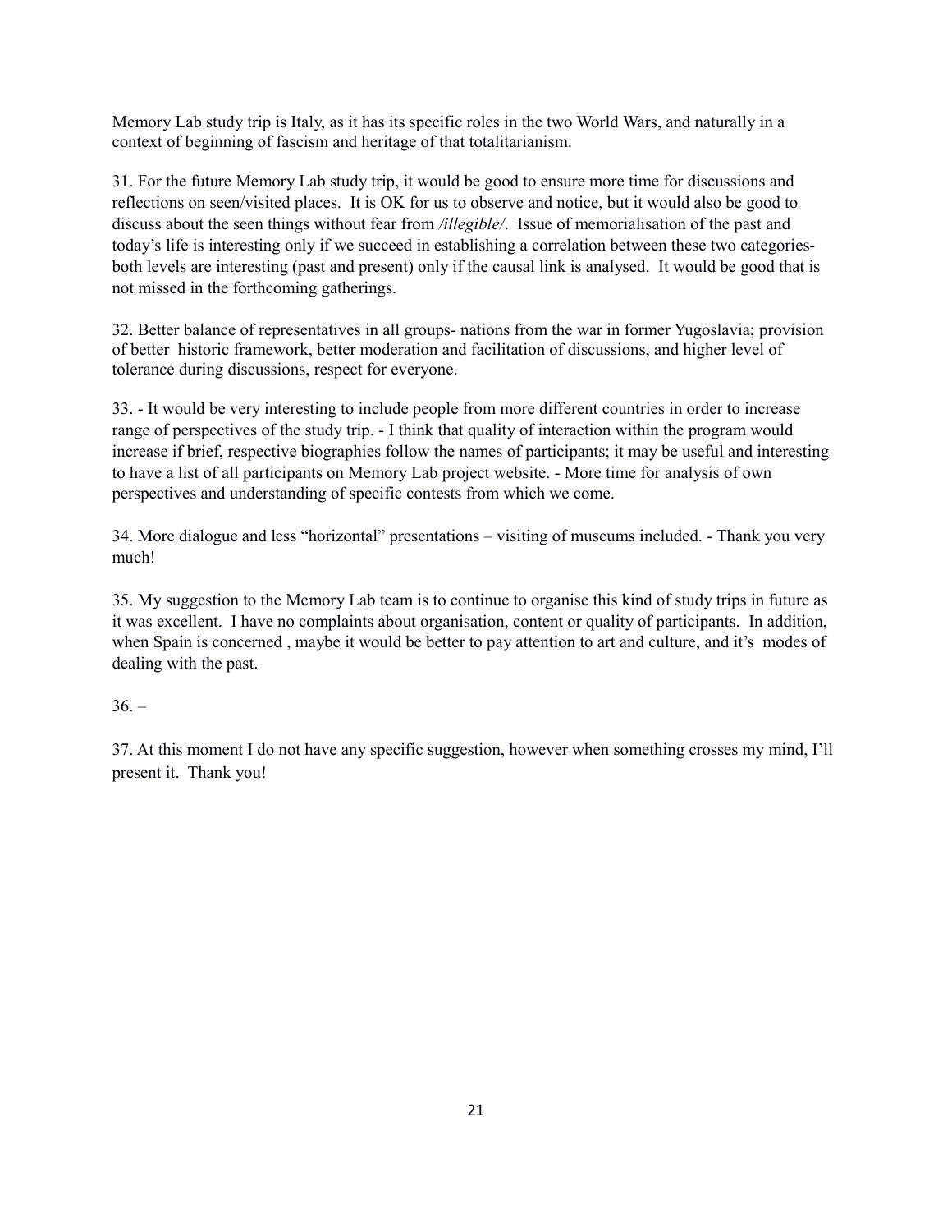Memory Lab study trip is Italy, as it has its specific roles in the two World Wars, and naturally in a context of beginning of fascism and heritage of that totalitarianism.

31. For the future Memory Lab study trip, it would be good to ensure more time for discussions and reflections on seen/visited places. It is OK for us to observe and notice, but it would also be good to discuss about the seen things without fear from */illegible/*. Issue of memorialisation of the past and today's life is interesting only if we succeed in establishing a correlation between these two categories- both levels are interesting (past and present) only if the causal link is analysed. It would be good that is not missed in the forthcoming gatherings.

32. Better balance of representatives in all groups- nations from the war in former Yugoslavia; provision of better historic framework, better moderation and facilitation of discussions, and higher level of tolerance during discussions, respect for everyone.

33. - It would be very interesting to include people from more different countries in order to increase range of perspectives of the study trip. - I think that quality of interaction within the program would increase if brief, respective biographies follow the names of participants; it may be useful and interesting to have a list of all participants on Memory Lab project website. - More time for analysis of own perspectives and understanding of specific contests from which we come.

34. More dialogue and less "horizontal" presentations – visiting of museums included. - Thank you very much!

35. My suggestion to the Memory Lab team is to continue to organise this kind of study trips in future as it was excellent. I have no complaints about organisation, content or quality of participants. In addition, when Spain is concerned , maybe it would be better to pay attention to art and culture, and it's modes of dealing with the past.

36. –

37. At this moment I do not have any specific suggestion, however when something crosses my mind, I'll present it. Thank you!